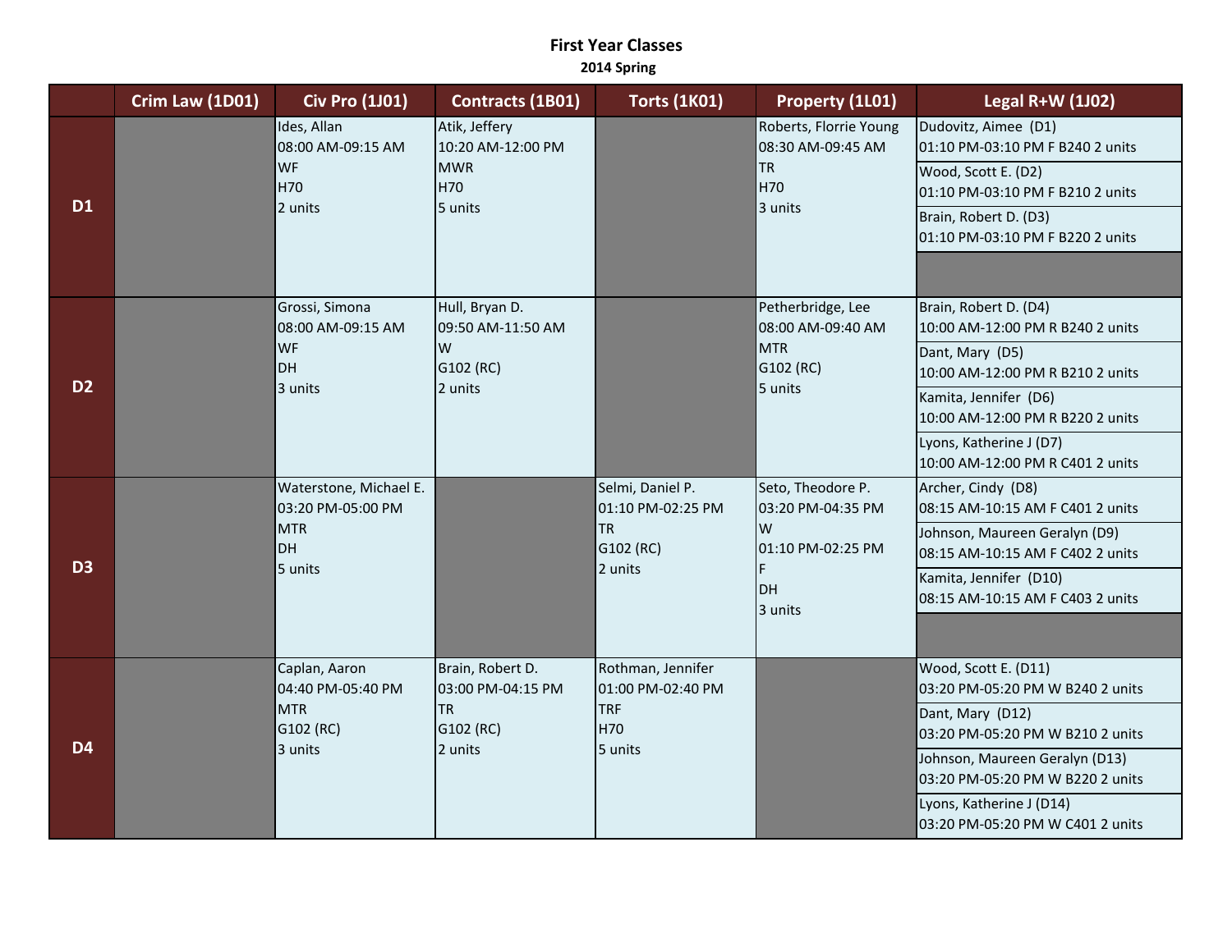# First Year Classes

## 2014 Spring

| | Crim Law (1D01) | Civ Pro (1J01) | Contracts (1B01) | Torts (1K01) | Property (1L01) | Legal R+W (1J02) |
|---|---|---|---|---|---|---|
| **D1** | | Ides, Allan<br>08:00 AM-09:15 AM<br>WF<br>H70<br>2 units | Atik, Jeffery<br>10:20 AM-12:00 PM<br>MWR<br>H70<br>5 units | | Roberts, Florrie Young<br>08:30 AM-09:45 AM<br>TR<br>H70<br>3 units | Dudovitz, Aimee (D1)<br>01:10 PM-03:10 PM F B240 2 units<br>Wood, Scott E. (D2)<br>01:10 PM-03:10 PM F B210 2 units<br>Brain, Robert D. (D3)<br>01:10 PM-03:10 PM F B220 2 units |
| **D2** | | Grossi, Simona<br>08:00 AM-09:15 AM<br>WF<br>DH<br>3 units | Hull, Bryan D.<br>09:50 AM-11:50 AM<br>W<br>G102 (RC)<br>2 units | | Petherbridge, Lee<br>08:00 AM-09:40 AM<br>MTR<br>G102 (RC)<br>5 units | Brain, Robert D. (D4)<br>10:00 AM-12:00 PM R B240 2 units<br>Dant, Mary (D5)<br>10:00 AM-12:00 PM R B210 2 units<br>Kamita, Jennifer (D6)<br>10:00 AM-12:00 PM R B220 2 units<br>Lyons, Katherine J (D7)<br>10:00 AM-12:00 PM R C401 2 units |
| **D3** | | Waterstone, Michael E.<br>03:20 PM-05:00 PM<br>MTR<br>DH<br>5 units | | Selmi, Daniel P.<br>01:10 PM-02:25 PM<br>TR<br>G102 (RC)<br>2 units | Seto, Theodore P.<br>03:20 PM-04:35 PM<br>W<br>01:10 PM-02:25 PM<br>F<br>DH<br>3 units | Archer, Cindy (D8)<br>08:15 AM-10:15 AM F C401 2 units<br>Johnson, Maureen Geralyn (D9)<br>08:15 AM-10:15 AM F C402 2 units<br>Kamita, Jennifer (D10)<br>08:15 AM-10:15 AM F C403 2 units |
| **D4** | | Caplan, Aaron<br>04:40 PM-05:40 PM<br>MTR<br>G102 (RC)<br>3 units | Brain, Robert D.<br>03:00 PM-04:15 PM<br>TR<br>G102 (RC)<br>2 units | Rothman, Jennifer<br>01:00 PM-02:40 PM<br>TRF<br>H70<br>5 units | | Wood, Scott E. (D11)<br>03:20 PM-05:20 PM W B240 2 units<br>Dant, Mary (D12)<br>03:20 PM-05:20 PM W B210 2 units<br>Johnson, Maureen Geralyn (D13)<br>03:20 PM-05:20 PM W B220 2 units<br>Lyons, Katherine J (D14)<br>03:20 PM-05:20 PM W C401 2 units |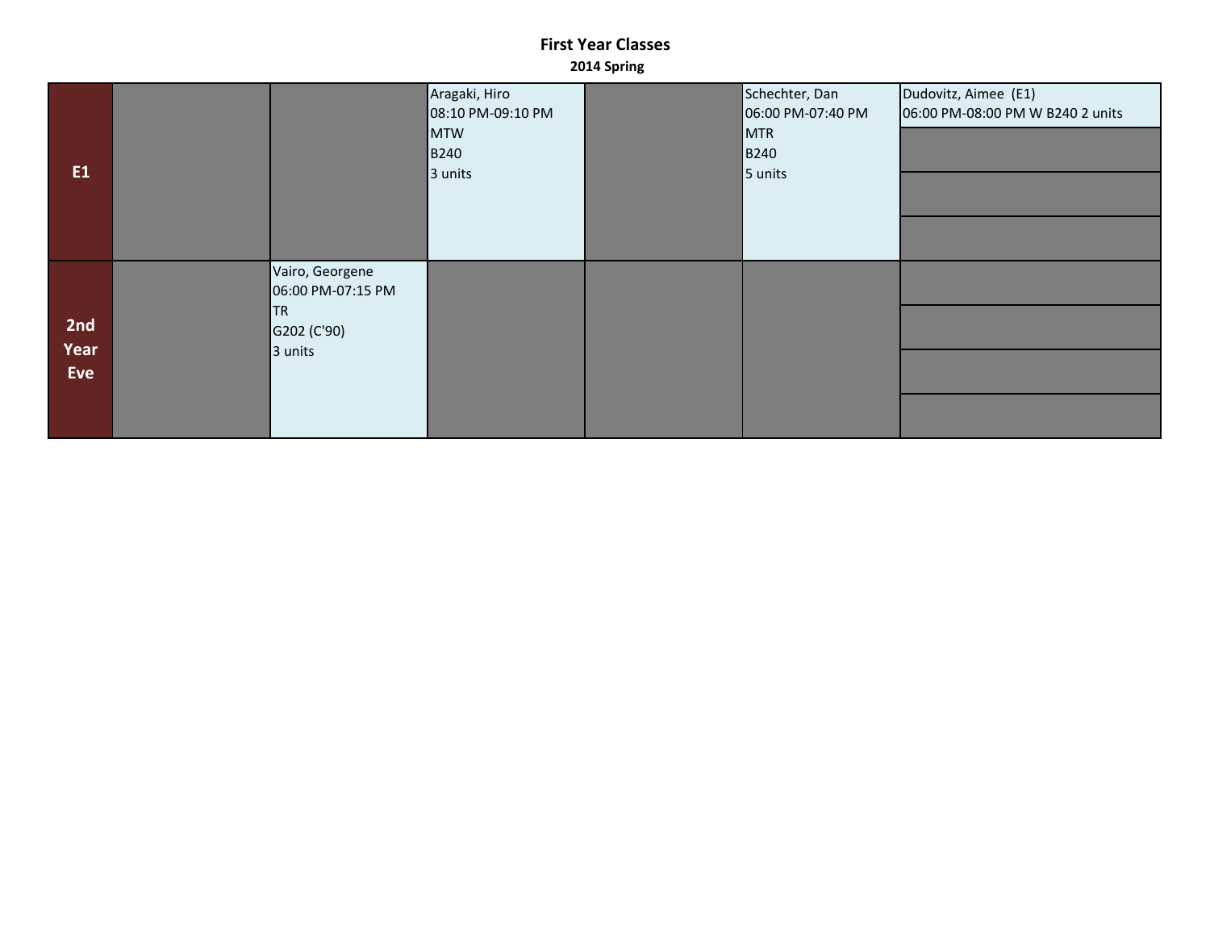# First Year Classes

**2014 Spring**

| | | | | | | |
|---|---|---|---|---|---|---|
| **E1** | | | Aragaki, Hiro<br>08:10 PM-09:10 PM<br>MTW<br>B240<br>3 units | | Schechter, Dan<br>06:00 PM-07:40 PM<br>MTR<br>B240<br>5 units | Dudovitz, Aimee (E1)<br>06:00 PM-08:00 PM W B240 2 units |
| **2nd Year Eve** | | Vairo, Georgene<br>06:00 PM-07:15 PM<br>TR<br>G202 (C'90)<br>3 units | | | | |